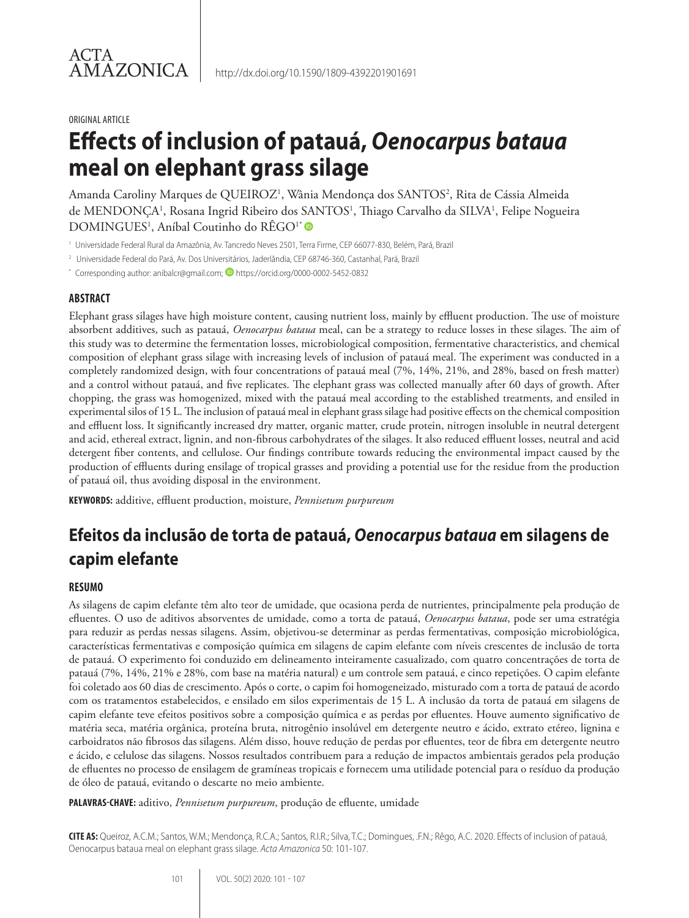ACTA AMAZONICA

http://dx.doi.org/10.1590/1809-4392201901691

ORIGINAL ARTICLE

# Effects of inclusion of patauá, *Oenocarpus bataua* meal on elephant grass silage

Amanda Caroliny Marques de QUEIROZ[1], Wânia Mendonça dos SANTOS[2], Rita de Cássia Almeida de MENDONÇA[1], Rosana Ingrid Ribeiro dos SANTOS[1], Thiago Carvalho da SILVA[1], Felipe Nogueira DOMINGUES[1], Aníbal Coutinho do RÊGO[1*]

[1] Universidade Federal Rural da Amazônia, Av. Tancredo Neves 2501, Terra Firme, CEP 66077-830, Belém, Pará, Brazil

[2] Universidade Federal do Pará, Av. Dos Universitários, Jaderlândia, CEP 68746-360, Castanhal, Pará, Brazil

[*] Corresponding author: anibalcr@gmail.com; https://orcid.org/0000-0002-5452-0832

## ABSTRACT

Elephant grass silages have high moisture content, causing nutrient loss, mainly by effluent production. The use of moisture absorbent additives, such as patauá, *Oenocarpus bataua* meal, can be a strategy to reduce losses in these silages. The aim of this study was to determine the fermentation losses, microbiological composition, fermentative characteristics, and chemical composition of elephant grass silage with increasing levels of inclusion of patauá meal. The experiment was conducted in a completely randomized design, with four concentrations of patauá meal (7%, 14%, 21%, and 28%, based on fresh matter) and a control without patauá, and five replicates. The elephant grass was collected manually after 60 days of growth. After chopping, the grass was homogenized, mixed with the patauá meal according to the established treatments, and ensiled in experimental silos of 15 L. The inclusion of patauá meal in elephant grass silage had positive effects on the chemical composition and effluent loss. It significantly increased dry matter, organic matter, crude protein, nitrogen insoluble in neutral detergent and acid, ethereal extract, lignin, and non-fibrous carbohydrates of the silages. It also reduced effluent losses, neutral and acid detergent fiber contents, and cellulose. Our findings contribute towards reducing the environmental impact caused by the production of effluents during ensilage of tropical grasses and providing a potential use for the residue from the production of patauá oil, thus avoiding disposal in the environment.

**KEYWORDS:** additive, effluent production, moisture, *Pennisetum purpureum*

# Efeitos da inclusão de torta de patauá, *Oenocarpus bataua* em silagens de capim elefante

## RESUMO

As silagens de capim elefante têm alto teor de umidade, que ocasiona perda de nutrientes, principalmente pela produção de efluentes. O uso de aditivos absorventes de umidade, como a torta de patauá, *Oenocarpus bataua*, pode ser uma estratégia para reduzir as perdas nessas silagens. Assim, objetivou-se determinar as perdas fermentativas, composição microbiológica, características fermentativas e composição química em silagens de capim elefante com níveis crescentes de inclusão de torta de patauá. O experimento foi conduzido em delineamento inteiramente casualizado, com quatro concentrações de torta de patauá (7%, 14%, 21% e 28%, com base na matéria natural) e um controle sem patauá, e cinco repetições. O capim elefante foi coletado aos 60 dias de crescimento. Após o corte, o capim foi homogeneizado, misturado com a torta de patauá de acordo com os tratamentos estabelecidos, e ensilado em silos experimentais de 15 L. A inclusão da torta de patauá em silagens de capim elefante teve efeitos positivos sobre a composição química e as perdas por efluentes. Houve aumento significativo de matéria seca, matéria orgânica, proteína bruta, nitrogênio insolúvel em detergente neutro e ácido, extrato etéreo, lignina e carboidratos não fibrosos das silagens. Além disso, houve redução de perdas por efluentes, teor de fibra em detergente neutro e ácido, e celulose das silagens. Nossos resultados contribuem para a redução de impactos ambientais gerados pela produção de efluentes no processo de ensilagem de gramíneas tropicais e fornecem uma utilidade potencial para o resíduo da produção de óleo de patauá, evitando o descarte no meio ambiente.

**PALAVRAS-CHAVE:** aditivo, *Pennisetum purpureum*, produção de efluente, umidade

**CITE AS:** Queiroz, A.C.M.; Santos, W.M.; Mendonça, R.C.A.; Santos, R.I.R.; Silva, T.C.; Domingues, .F.N.; Rêgo, A.C. 2020. Effects of inclusion of patauá, Oenocarpus bataua meal on elephant grass silage. *Acta Amazonica* 50: 101-107.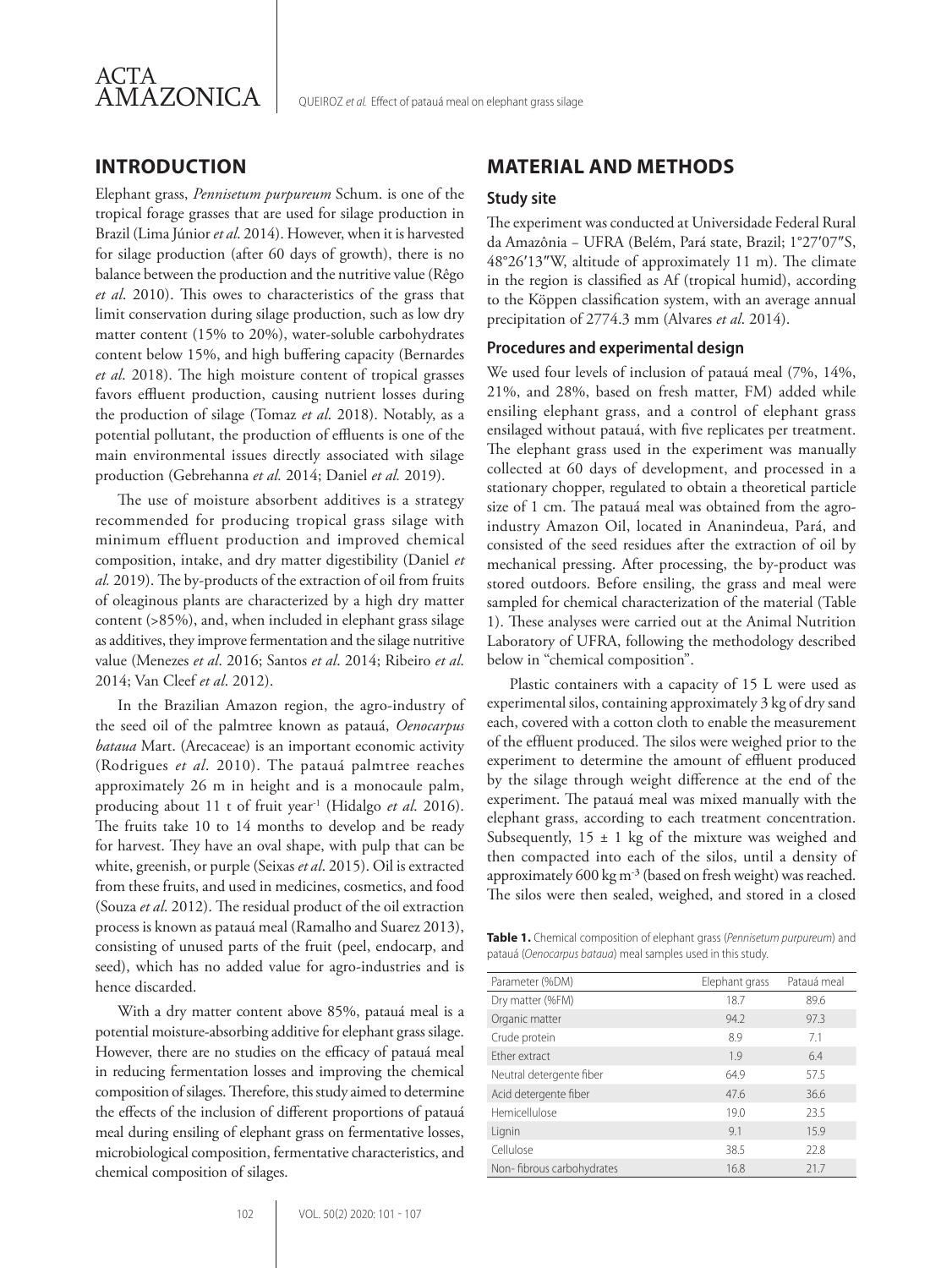## INTRODUCTION

Elephant grass, *Pennisetum purpureum* Schum. is one of the tropical forage grasses that are used for silage production in Brazil (Lima Júnior *et al*. 2014). However, when it is harvested for silage production (after 60 days of growth), there is no balance between the production and the nutritive value (Rêgo *et al*. 2010). This owes to characteristics of the grass that limit conservation during silage production, such as low dry matter content (15% to 20%), water-soluble carbohydrates content below 15%, and high buffering capacity (Bernardes *et al*. 2018). The high moisture content of tropical grasses favors effluent production, causing nutrient losses during the production of silage (Tomaz *et al*. 2018). Notably, as a potential pollutant, the production of effluents is one of the main environmental issues directly associated with silage production (Gebrehanna *et al.* 2014; Daniel *et al.* 2019).

The use of moisture absorbent additives is a strategy recommended for producing tropical grass silage with minimum effluent production and improved chemical composition, intake, and dry matter digestibility (Daniel *et al.* 2019). The by-products of the extraction of oil from fruits of oleaginous plants are characterized by a high dry matter content (>85%), and, when included in elephant grass silage as additives, they improve fermentation and the silage nutritive value (Menezes *et al*. 2016; Santos *et al*. 2014; Ribeiro *et al*. 2014; Van Cleef *et al*. 2012).

In the Brazilian Amazon region, the agro-industry of the seed oil of the palmtree known as patauá, *Oenocarpus bataua* Mart. (Arecaceae) is an important economic activity (Rodrigues *et al*. 2010). The patauá palmtree reaches approximately 26 m in height and is a monocaule palm, producing about 11 t of fruit year$^{-1}$ (Hidalgo *et al*. 2016). The fruits take 10 to 14 months to develop and be ready for harvest. They have an oval shape, with pulp that can be white, greenish, or purple (Seixas *et al*. 2015). Oil is extracted from these fruits, and used in medicines, cosmetics, and food (Souza *et al*. 2012). The residual product of the oil extraction process is known as patauá meal (Ramalho and Suarez 2013), consisting of unused parts of the fruit (peel, endocarp, and seed), which has no added value for agro-industries and is hence discarded.

With a dry matter content above 85%, patauá meal is a potential moisture-absorbing additive for elephant grass silage. However, there are no studies on the efficacy of patauá meal in reducing fermentation losses and improving the chemical composition of silages. Therefore, this study aimed to determine the effects of the inclusion of different proportions of patauá meal during ensiling of elephant grass on fermentative losses, microbiological composition, fermentative characteristics, and chemical composition of silages.

## MATERIAL AND METHODS

### Study site

The experiment was conducted at Universidade Federal Rural da Amazônia – UFRA (Belém, Pará state, Brazil; 1°27′07″S, 48°26′13″W, altitude of approximately 11 m). The climate in the region is classified as Af (tropical humid), according to the Köppen classification system, with an average annual precipitation of 2774.3 mm (Alvares *et al*. 2014).

### Procedures and experimental design

We used four levels of inclusion of patauá meal (7%, 14%, 21%, and 28%, based on fresh matter, FM) added while ensiling elephant grass, and a control of elephant grass ensilaged without patauá, with five replicates per treatment. The elephant grass used in the experiment was manually collected at 60 days of development, and processed in a stationary chopper, regulated to obtain a theoretical particle size of 1 cm. The patauá meal was obtained from the agro-industry Amazon Oil, located in Ananindeua, Pará, and consisted of the seed residues after the extraction of oil by mechanical pressing. After processing, the by-product was stored outdoors. Before ensiling, the grass and meal were sampled for chemical characterization of the material (Table 1). These analyses were carried out at the Animal Nutrition Laboratory of UFRA, following the methodology described below in "chemical composition".

Plastic containers with a capacity of 15 L were used as experimental silos, containing approximately 3 kg of dry sand each, covered with a cotton cloth to enable the measurement of the effluent produced. The silos were weighed prior to the experiment to determine the amount of effluent produced by the silage through weight difference at the end of the experiment. The patauá meal was mixed manually with the elephant grass, according to each treatment concentration. Subsequently, 15 ± 1 kg of the mixture was weighed and then compacted into each of the silos, until a density of approximately 600 kg m$^{-3}$ (based on fresh weight) was reached. The silos were then sealed, weighed, and stored in a closed

**Table 1.** Chemical composition of elephant grass (*Pennisetum purpureum*) and patauá (*Oenocarpus bataua*) meal samples used in this study.

| Parameter (%DM) | Elephant grass | Patauá meal |
|---|---|---|
| Dry matter (%FM) | 18.7 | 89.6 |
| Organic matter | 94.2 | 97.3 |
| Crude protein | 8.9 | 7.1 |
| Ether extract | 1.9 | 6.4 |
| Neutral detergente fiber | 64.9 | 57.5 |
| Acid detergente fiber | 47.6 | 36.6 |
| Hemicellulose | 19.0 | 23.5 |
| Lignin | 9.1 | 15.9 |
| Cellulose | 38.5 | 22.8 |
| Non- fibrous carbohydrates | 16.8 | 21.7 |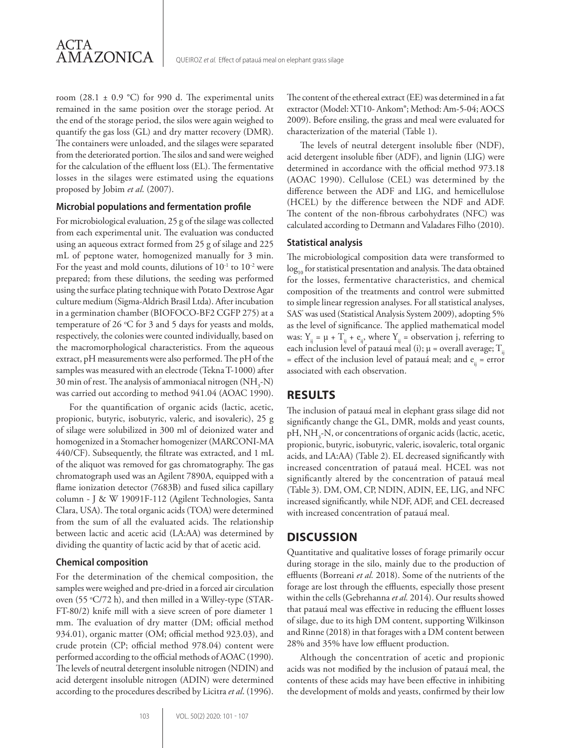room (28.1 ± 0.9 °C) for 990 d. The experimental units remained in the same position over the storage period. At the end of the storage period, the silos were again weighed to quantify the gas loss (GL) and dry matter recovery (DMR). The containers were unloaded, and the silages were separated from the deteriorated portion. The silos and sand were weighed for the calculation of the effluent loss (EL). The fermentative losses in the silages were estimated using the equations proposed by Jobim *et al.* (2007).

### Microbial populations and fermentation profile

For microbiological evaluation, 25 g of the silage was collected from each experimental unit. The evaluation was conducted using an aqueous extract formed from 25 g of silage and 225 mL of peptone water, homogenized manually for 3 min. For the yeast and mold counts, dilutions of $10^{-1}$ to $10^{-2}$ were prepared; from these dilutions, the seeding was performed using the surface plating technique with Potato Dextrose Agar culture medium (Sigma-Aldrich Brasil Ltda). After incubation in a germination chamber (BIOFOCO-BF2 CGFP 275) at a temperature of 26 °C for 3 and 5 days for yeasts and molds, respectively, the colonies were counted individually, based on the macromorphological characteristics. From the aqueous extract, pH measurements were also performed. The pH of the samples was measured with an electrode (Tekna T-1000) after 30 min of rest. The analysis of ammoniacal nitrogen ($NH_3$-N) was carried out according to method 941.04 (AOAC 1990).

For the quantification of organic acids (lactic, acetic, propionic, butyric, isobutyric, valeric, and isovaleric), 25 g of silage were solubilized in 300 ml of deionized water and homogenized in a Stomacher homogenizer (MARCONI-MA 440/CF). Subsequently, the filtrate was extracted, and 1 mL of the aliquot was removed for gas chromatography. The gas chromatograph used was an Agilent 7890A, equipped with a flame ionization detector (7683B) and fused silica capillary column - J & W 19091F-112 (Agilent Technologies, Santa Clara, USA). The total organic acids (TOA) were determined from the sum of all the evaluated acids. The relationship between lactic and acetic acid (LA:AA) was determined by dividing the quantity of lactic acid by that of acetic acid.

### Chemical composition

For the determination of the chemical composition, the samples were weighed and pre-dried in a forced air circulation oven (55 °C/72 h), and then milled in a Willey-type (STAR-FT-80/2) knife mill with a sieve screen of pore diameter 1 mm. The evaluation of dry matter (DM; official method 934.01), organic matter (OM; official method 923.03), and crude protein (CP; official method 978.04) content were performed according to the official methods of AOAC (1990). The levels of neutral detergent insoluble nitrogen (NDIN) and acid detergent insoluble nitrogen (ADIN) were determined according to the procedures described by Licitra *et al*. (1996).

The content of the ethereal extract (EE) was determined in a fat extractor (Model: XT10- Ankom®; Method: Am-5-04; AOCS 2009). Before ensiling, the grass and meal were evaluated for characterization of the material (Table 1).

The levels of neutral detergent insoluble fiber (NDF), acid detergent insoluble fiber (ADF), and lignin (LIG) were determined in accordance with the official method 973.18 (AOAC 1990). Cellulose (CEL) was determined by the difference between the ADF and LIG, and hemicellulose (HCEL) by the difference between the NDF and ADF. The content of the non-fibrous carbohydrates (NFC) was calculated according to Detmann and Valadares Filho (2010).

### Statistical analysis

The microbiological composition data were transformed to $\log_{10}$ for statistical presentation and analysis. The data obtained for the losses, fermentative characteristics, and chemical composition of the treatments and control were submitted to simple linear regression analyses. For all statistical analyses, SAS® was used (Statistical Analysis System 2009), adopting 5% as the level of significance. The applied mathematical model was: $Y_{ij} = \mu + T_{ij} + e_{ij}$, where $Y_{ij}$ = observation j, referring to each inclusion level of patauá meal (i); $\mu$ = overall average; $T_{ij}$ = effect of the inclusion level of patauá meal; and $e_{ij}$ = error associated with each observation.

## RESULTS

The inclusion of patauá meal in elephant grass silage did not significantly change the GL, DMR, molds and yeast counts, pH, $NH_3$-N, or concentrations of organic acids (lactic, acetic, propionic, butyric, isobutyric, valeric, isovaleric, total organic acids, and LA:AA) (Table 2). EL decreased significantly with increased concentration of patauá meal. HCEL was not significantly altered by the concentration of patauá meal (Table 3). DM, OM, CP, NDIN, ADIN, EE, LIG, and NFC increased significantly, while NDF, ADF, and CEL decreased with increased concentration of patauá meal.

## DISCUSSION

Quantitative and qualitative losses of forage primarily occur during storage in the silo, mainly due to the production of effluents (Borreani *et al.* 2018). Some of the nutrients of the forage are lost through the effluents, especially those present within the cells (Gebrehanna *et al.* 2014). Our results showed that patauá meal was effective in reducing the effluent losses of silage, due to its high DM content, supporting Wilkinson and Rinne (2018) in that forages with a DM content between 28% and 35% have low effluent production.

Although the concentration of acetic and propionic acids was not modified by the inclusion of patauá meal, the contents of these acids may have been effective in inhibiting the development of molds and yeasts, confirmed by their low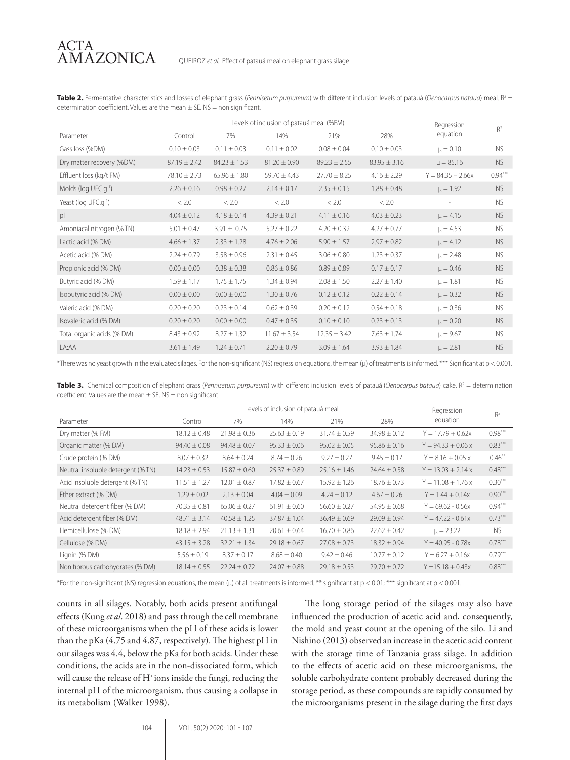**Table 2.** Fermentative characteristics and losses of elephant grass (*Pennisetum purpureum*) with different inclusion levels of patauá (*Oenocarpus bataua*) meal. $R^2$ = determination coefficient. Values are the mean ± SE. NS = non significant.

| Parameter | Levels of inclusion of patauá meal (%FM) | | | | | Regression equation | $R^2$ |
|---|---|---|---|---|---|---|---|
| | Control | 7% | 14% | 21% | 28% | | |
| Gass loss (%DM) | 0.10 ± 0.03 | 0.11 ± 0.03 | 0.11 ± 0.02 | 0.08 ± 0.04 | 0.10 ± 0.03 | $\mu = 0.10$ | NS |
| Dry matter recovery (%DM) | 87.19 ± 2.42 | 84.23 ± 1.53 | 81.20 ± 0.90 | 89.23 ± 2.55 | 83.95 ± 3.16 | $\mu = 85.16$ | NS |
| Effluent loss (kg/t FM) | 78.10 ± 2.73 | 65.96 ± 1.80 | 59.70 ± 4.43 | 27.70 ± 8.25 | 4.16 ± 2.29 | $Y = 84.35 - 2.66x$ | $0.94^{***}$ |
| Molds (log UFC.g$^{-1}$) | 2.26 ± 0.16 | 0.98 ± 0.27 | 2.14 ± 0.17 | 2.35 ± 0.15 | 1.88 ± 0.48 | $\mu = 1.92$ | NS |
| Yeast (log UFC.g$^{-1}$) | < 2.0 | < 2.0 | < 2.0 | < 2.0 | < 2.0 | - | NS |
| pH | 4.04 ± 0.12 | 4.18 ± 0.14 | 4.39 ± 0.21 | 4.11 ± 0.16 | 4.03 ± 0.23 | $\mu = 4.15$ | NS |
| Amoniacal nitrogen (% TN) | 5.01 ± 0.47 | 3.91 ± 0.75 | 5.27 ± 0.22 | 4.20 ± 0.32 | 4.27 ± 0.77 | $\mu = 4.53$ | NS |
| Lactic acid (% DM) | 4.66 ± 1.37 | 2.33 ± 1.28 | 4.76 ± 2.06 | 5.90 ± 1.57 | 2.97 ± 0.82 | $\mu = 4.12$ | NS |
| Acetic acid (% DM) | 2.24 ± 0.79 | 3.58 ± 0.96 | 2.31 ± 0.45 | 3.06 ± 0.80 | 1.23 ± 0.37 | $\mu = 2.48$ | NS |
| Propionic acid (% DM) | 0.00 ± 0.00 | 0.38 ± 0.38 | 0.86 ± 0.86 | 0.89 ± 0.89 | 0.17 ± 0.17 | $\mu = 0.46$ | NS |
| Butyric acid (% DM) | 1.59 ± 1.17 | 1.75 ± 1.75 | 1.34 ± 0.94 | 2.08 ± 1.50 | 2.27 ± 1.40 | $\mu = 1.81$ | NS |
| Isobutyric acid (% DM) | 0.00 ± 0.00 | 0.00 ± 0.00 | 1.30 ± 0.76 | 0.12 ± 0.12 | 0.22 ± 0.14 | $\mu = 0.32$ | NS |
| Valeric acid (% DM) | 0.20 ± 0.20 | 0.23 ± 0.14 | 0.62 ± 0.39 | 0.20 ± 0.12 | 0.54 ± 0.18 | $\mu = 0.36$ | NS |
| Isovaleric acid (% DM) | 0.20 ± 0.20 | 0.00 ± 0.00 | 0.47 ± 0.35 | 0.10 ± 0.10 | 0.23 ± 0.13 | $\mu = 0.20$ | NS |
| Total organic acids (% DM) | 8.43 ± 0.92 | 8.27 ± 1.32 | 11.67 ± 3.54 | 12.35 ± 3.42 | 7.63 ± 1.74 | $\mu = 9.67$ | NS |
| LA:AA | 3.61 ± 1.49 | 1.24 ± 0.71 | 2.20 ± 0.79 | 3.09 ± 1.64 | 3.93 ± 1.84 | $\mu = 2.81$ | NS |

*There was no yeast growth in the evaluated silages. For the non-significant (NS) regression equations, the mean (μ) of treatments is informed. *** Significant at $p < 0.001$.

**Table 3.** Chemical composition of elephant grass (*Pennisetum purpureum*) with different inclusion levels of patauá (*Oenocarpus bataua*) cake. $R^2$ = determination coefficient. Values are the mean ± SE. NS = non significant.

| Parameter | Levels of inclusion of patauá meal | | | | | Regression equation | $R^2$ |
|---|---|---|---|---|---|---|---|
| | Control | 7% | 14% | 21% | 28% | | |
| Dry matter (% FM) | 18.12 ± 0.48 | 21.98 ± 0.36 | 25.63 ± 0.19 | 31.74 ± 0.59 | 34.98 ± 0.12 | $Y = 17.79 + 0.62x$ | $0.98^{***}$ |
| Organic matter (% DM) | 94.40 ± 0.08 | 94.48 ± 0.07 | 95.33 ± 0.06 | 95.02 ± 0.05 | 95.86 ± 0.16 | $Y = 94.33 + 0.06x$ | $0.83^{***}$ |
| Crude protein (% DM) | 8.07 ± 0.32 | 8.64 ± 0.24 | 8.74 ± 0.26 | 9.27 ± 0.27 | 9.45 ± 0.17 | $Y = 8.16 + 0.05x$ | $0.46^{**}$ |
| Neutral insoluble detergent (% TN) | 14.23 ± 0.53 | 15.87 ± 0.60 | 25.37 ± 0.89 | 25.16 ± 1.46 | 24.64 ± 0.58 | $Y = 13.03 + 2.14x$ | $0.48^{***}$ |
| Acid insoluble detergent (% TN) | 11.51 ± 1.27 | 12.01 ± 0.87 | 17.82 ± 0.67 | 15.92 ± 1.26 | 18.76 ± 0.73 | $Y = 11.08 + 1.76x$ | $0.30^{***}$ |
| Ether extract (% DM) | 1.29 ± 0.02 | 2.13 ± 0.04 | 4.04 ± 0.09 | 4.24 ± 0.12 | 4.67 ± 0.26 | $Y = 1.44 + 0.14x$ | $0.90^{***}$ |
| Neutral detergent fiber (% DM) | 70.35 ± 0.81 | 65.06 ± 0.27 | 61.91 ± 0.60 | 56.60 ± 0.27 | 54.95 ± 0.68 | $Y = 69.62 - 0.56x$ | $0.94^{***}$ |
| Acid detergent fiber (% DM) | 48.71 ± 3.14 | 40.58 ± 1.25 | 37.87 ± 1.04 | 36.49 ± 0.69 | 29.09 ± 0.94 | $Y = 47.22 - 0.61x$ | $0.73^{***}$ |
| Hemicellulose (% DM) | 18.18 ± 2.94 | 21.13 ± 1.31 | 20.61 ± 0.64 | 16.70 ± 0.86 | 22.62 ± 0.42 | $\mu = 23.22$ | NS |
| Cellulose (% DM) | 43.15 ± 3.28 | 32.21 ± 1.34 | 29.18 ± 0.67 | 27.08 ± 0.73 | 18.32 ± 0.94 | $Y = 40.95 - 0.78x$ | $0.78^{***}$ |
| Lignin (% DM) | 5.56 ± 0.19 | 8.37 ± 0.17 | 8.68 ± 0.40 | 9.42 ± 0.46 | 10.77 ± 0.12 | $Y = 6.27 + 0.16x$ | $0.79^{***}$ |
| Non fibrous carbohydrates (% DM) | 18.14 ± 0.55 | 22.24 ± 0.72 | 24.07 ± 0.88 | 29.18 ± 0.53 | 29.70 ± 0.72 | $Y = 15.18 + 0.43x$ | $0.88^{***}$ |

*For the non-significant (NS) regression equations, the mean (μ) of all treatments is informed. ** significant at $p < 0.01$; *** significant at $p < 0.001$.

counts in all silages. Notably, both acids present antifungal effects (Kung *et al*. 2018) and pass through the cell membrane of these microorganisms when the pH of these acids is lower than the pKa (4.75 and 4.87, respectively). The highest pH in our silages was 4.4, below the pKa for both acids. Under these conditions, the acids are in the non-dissociated form, which will cause the release of $H^+$ ions inside the fungi, reducing the internal pH of the microorganism, thus causing a collapse in its metabolism (Walker 1998).

The long storage period of the silages may also have influenced the production of acetic acid and, consequently, the mold and yeast count at the opening of the silo. Li and Nishino (2013) observed an increase in the acetic acid content with the storage time of Tanzania grass silage. In addition to the effects of acetic acid on these microorganisms, the soluble carbohydrate content probably decreased during the storage period, as these compounds are rapidly consumed by the microorganisms present in the silage during the first days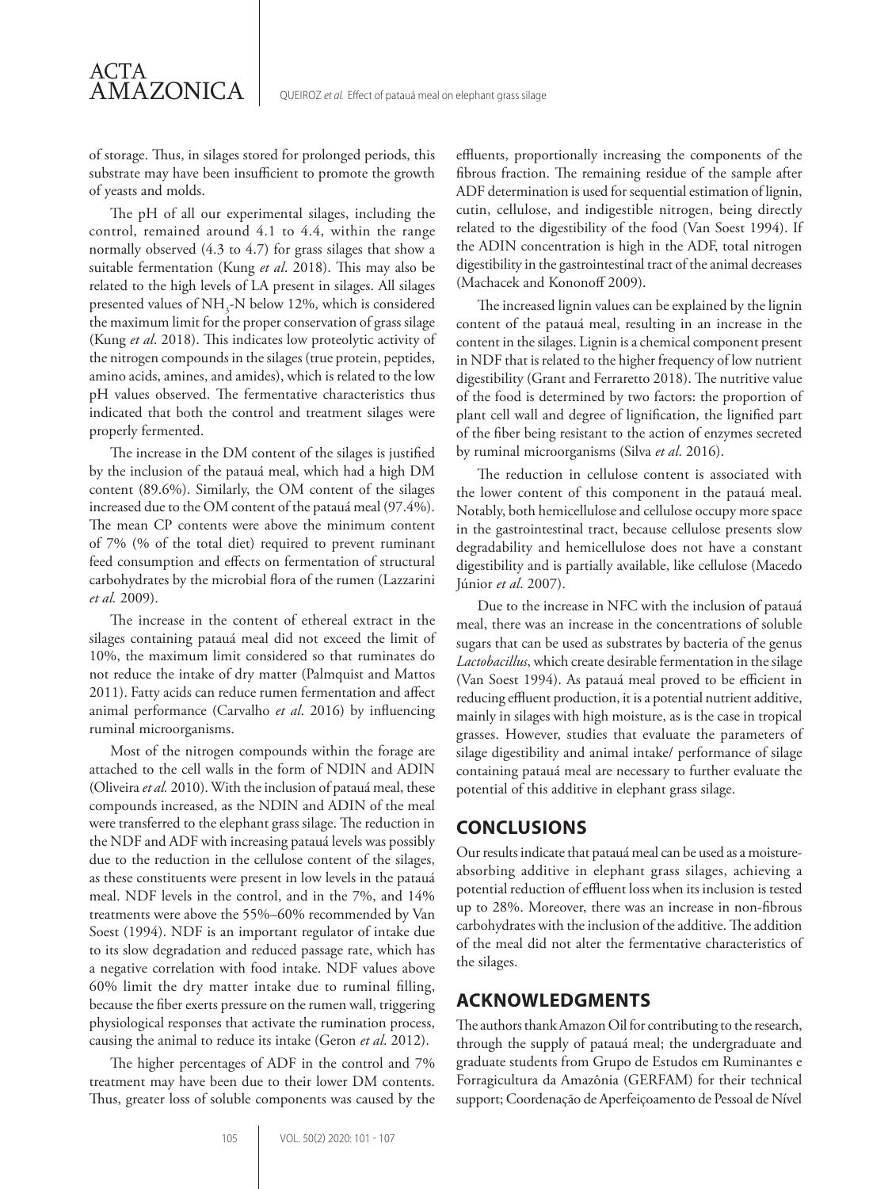of storage. Thus, in silages stored for prolonged periods, this substrate may have been insufficient to promote the growth of yeasts and molds.

The pH of all our experimental silages, including the control, remained around 4.1 to 4.4, within the range normally observed (4.3 to 4.7) for grass silages that show a suitable fermentation (Kung *et al*. 2018). This may also be related to the high levels of LA present in silages. All silages presented values of $NH_3$-N below 12%, which is considered the maximum limit for the proper conservation of grass silage (Kung *et al*. 2018). This indicates low proteolytic activity of the nitrogen compounds in the silages (true protein, peptides, amino acids, amines, and amides), which is related to the low pH values observed. The fermentative characteristics thus indicated that both the control and treatment silages were properly fermented.

The increase in the DM content of the silages is justified by the inclusion of the patauá meal, which had a high DM content (89.6%). Similarly, the OM content of the silages increased due to the OM content of the patauá meal (97.4%). The mean CP contents were above the minimum content of 7% (% of the total diet) required to prevent ruminant feed consumption and effects on fermentation of structural carbohydrates by the microbial flora of the rumen (Lazzarini *et al.* 2009).

The increase in the content of ethereal extract in the silages containing patauá meal did not exceed the limit of 10%, the maximum limit considered so that ruminates do not reduce the intake of dry matter (Palmquist and Mattos 2011). Fatty acids can reduce rumen fermentation and affect animal performance (Carvalho *et al*. 2016) by influencing ruminal microorganisms.

Most of the nitrogen compounds within the forage are attached to the cell walls in the form of NDIN and ADIN (Oliveira *et al.* 2010). With the inclusion of patauá meal, these compounds increased, as the NDIN and ADIN of the meal were transferred to the elephant grass silage. The reduction in the NDF and ADF with increasing patauá levels was possibly due to the reduction in the cellulose content of the silages, as these constituents were present in low levels in the patauá meal. NDF levels in the control, and in the 7%, and 14% treatments were above the 55%–60% recommended by Van Soest (1994). NDF is an important regulator of intake due to its slow degradation and reduced passage rate, which has a negative correlation with food intake. NDF values above 60% limit the dry matter intake due to ruminal filling, because the fiber exerts pressure on the rumen wall, triggering physiological responses that activate the rumination process, causing the animal to reduce its intake (Geron *et al*. 2012).

The higher percentages of ADF in the control and 7% treatment may have been due to their lower DM contents. Thus, greater loss of soluble components was caused by the effluents, proportionally increasing the components of the fibrous fraction. The remaining residue of the sample after ADF determination is used for sequential estimation of lignin, cutin, cellulose, and indigestible nitrogen, being directly related to the digestibility of the food (Van Soest 1994). If the ADIN concentration is high in the ADF, total nitrogen digestibility in the gastrointestinal tract of the animal decreases (Machacek and Kononoff 2009).

The increased lignin values can be explained by the lignin content of the patauá meal, resulting in an increase in the content in the silages. Lignin is a chemical component present in NDF that is related to the higher frequency of low nutrient digestibility (Grant and Ferraretto 2018). The nutritive value of the food is determined by two factors: the proportion of plant cell wall and degree of lignification, the lignified part of the fiber being resistant to the action of enzymes secreted by ruminal microorganisms (Silva *et al*. 2016).

The reduction in cellulose content is associated with the lower content of this component in the patauá meal. Notably, both hemicellulose and cellulose occupy more space in the gastrointestinal tract, because cellulose presents slow degradability and hemicellulose does not have a constant digestibility and is partially available, like cellulose (Macedo Júnior *et al*. 2007).

Due to the increase in NFC with the inclusion of patauá meal, there was an increase in the concentrations of soluble sugars that can be used as substrates by bacteria of the genus *Lactobacillus*, which create desirable fermentation in the silage (Van Soest 1994). As patauá meal proved to be efficient in reducing effluent production, it is a potential nutrient additive, mainly in silages with high moisture, as is the case in tropical grasses. However, studies that evaluate the parameters of silage digestibility and animal intake/ performance of silage containing patauá meal are necessary to further evaluate the potential of this additive in elephant grass silage.

## CONCLUSIONS

Our results indicate that patauá meal can be used as a moisture-absorbing additive in elephant grass silages, achieving a potential reduction of effluent loss when its inclusion is tested up to 28%. Moreover, there was an increase in non-fibrous carbohydrates with the inclusion of the additive. The addition of the meal did not alter the fermentative characteristics of the silages.

## ACKNOWLEDGMENTS

The authors thank Amazon Oil for contributing to the research, through the supply of patauá meal; the undergraduate and graduate students from Grupo de Estudos em Ruminantes e Forragicultura da Amazônia (GERFAM) for their technical support; Coordenação de Aperfeiçoamento de Pessoal de Nível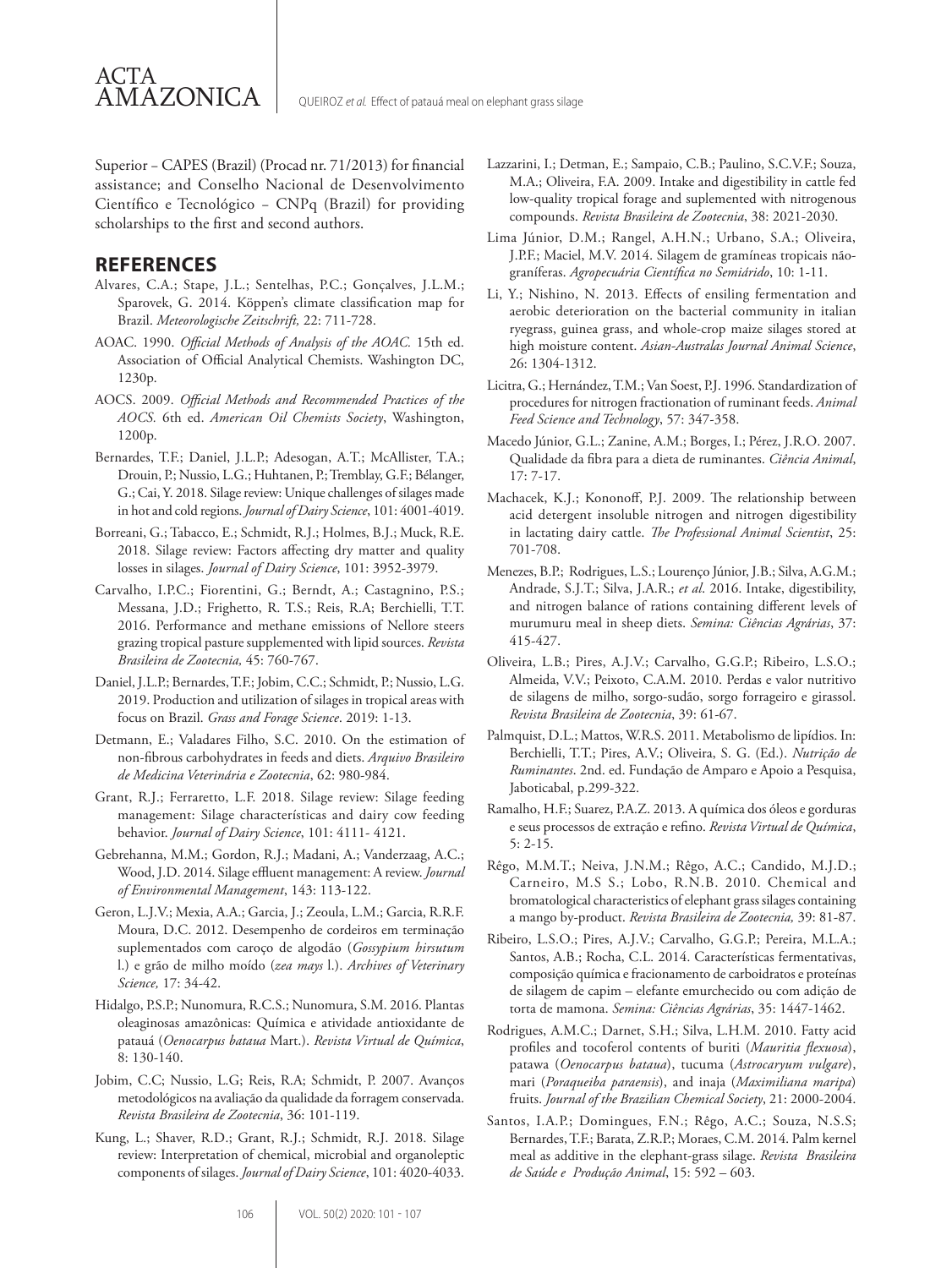Superior – CAPES (Brazil) (Procad nr. 71/2013) for financial assistance; and Conselho Nacional de Desenvolvimento Científico e Tecnológico – CNPq (Brazil) for providing scholarships to the first and second authors.

## REFERENCES

Alvares, C.A.; Stape, J.L.; Sentelhas, P.C.; Gonçalves, J.L.M.; Sparovek, G. 2014. Köppen's climate classification map for Brazil. *Meteorologische Zeitschrift,* 22: 711-728.

AOAC. 1990. *Official Methods of Analysis of the AOAC.* 15th ed. Association of Official Analytical Chemists. Washington DC, 1230p.

AOCS. 2009. *Official Methods and Recommended Practices of the AOCS.* 6th ed. *American Oil Chemists Society*, Washington, 1200p.

Bernardes, T.F.; Daniel, J.L.P.; Adesogan, A.T.; McAllister, T.A.; Drouin, P.; Nussio, L.G.; Huhtanen, P.; Tremblay, G.F.; Bélanger, G.; Cai, Y. 2018. Silage review: Unique challenges of silages made in hot and cold regions. *Journal of Dairy Science*, 101: 4001-4019.

Borreani, G.; Tabacco, E.; Schmidt, R.J.; Holmes, B.J.; Muck, R.E. 2018. Silage review: Factors affecting dry matter and quality losses in silages. *Journal of Dairy Science*, 101: 3952-3979.

Carvalho, I.P.C.; Fiorentini, G.; Berndt, A.; Castagnino, P.S.; Messana, J.D.; Frighetto, R. T.S.; Reis, R.A; Berchielli, T.T. 2016. Performance and methane emissions of Nellore steers grazing tropical pasture supplemented with lipid sources. *Revista Brasileira de Zootecnia,* 45: 760-767.

Daniel, J.L.P.; Bernardes, T.F.; Jobim, C.C.; Schmidt, P.; Nussio, L.G. 2019. Production and utilization of silages in tropical areas with focus on Brazil. *Grass and Forage Science*. 2019: 1-13.

Detmann, E.; Valadares Filho, S.C. 2010. On the estimation of non-fibrous carbohydrates in feeds and diets. *Arquivo Brasileiro de Medicina Veterinária e Zootecnia*, 62: 980-984.

Grant, R.J.; Ferraretto, L.F. 2018. Silage review: Silage feeding management: Silage características and dairy cow feeding behavior. *Journal of Dairy Science*, 101: 4111- 4121.

Gebrehanna, M.M.; Gordon, R.J.; Madani, A.; Vanderzaag, A.C.; Wood, J.D. 2014. Silage effluent management: A review. *Journal of Environmental Management*, 143: 113-122.

Geron, L.J.V.; Mexia, A.A.; Garcia, J.; Zeoula, L.M.; Garcia, R.R.F. Moura, D.C. 2012. Desempenho de cordeiros em terminação suplementados com caroço de algodão (*Gossypium hirsutum* l.) e grão de milho moído (*zea mays* l.). *Archives of Veterinary Science,* 17: 34-42.

Hidalgo, P.S.P.; Nunomura, R.C.S.; Nunomura, S.M. 2016. Plantas oleaginosas amazônicas: Química e atividade antioxidante de patauá (*Oenocarpus bataua* Mart.). *Revista Virtual de Química*, 8: 130-140.

Jobim, C.C; Nussio, L.G; Reis, R.A; Schmidt, P. 2007. Avanços metodológicos na avaliação da qualidade da forragem conservada. *Revista Brasileira de Zootecnia*, 36: 101-119.

Kung, L.; Shaver, R.D.; Grant, R.J.; Schmidt, R.J. 2018. Silage review: Interpretation of chemical, microbial and organoleptic components of silages. *Journal of Dairy Science*, 101: 4020-4033.

Lazzarini, I.; Detman, E.; Sampaio, C.B.; Paulino, S.C.V.F.; Souza, M.A.; Oliveira, F.A. 2009. Intake and digestibility in cattle fed low-quality tropical forage and suplemented with nitrogenous compounds. *Revista Brasileira de Zootecnia*, 38: 2021-2030.

Lima Júnior, D.M.; Rangel, A.H.N.; Urbano, S.A.; Oliveira, J.P.F.; Maciel, M.V. 2014. Silagem de gramíneas tropicais não-graníferas. *Agropecuária Científica no Semiárido*, 10: 1-11.

Li, Y.; Nishino, N. 2013. Effects of ensiling fermentation and aerobic deterioration on the bacterial community in italian ryegrass, guinea grass, and whole-crop maize silages stored at high moisture content. *Asian-Australas Journal Animal Science*, 26: 1304-1312.

Licitra, G.; Hernández, T.M.; Van Soest, P.J. 1996. Standardization of procedures for nitrogen fractionation of ruminant feeds. *Animal Feed Science and Technology*, 57: 347-358.

Macedo Júnior, G.L.; Zanine, A.M.; Borges, I.; Pérez, J.R.O. 2007. Qualidade da fibra para a dieta de ruminantes. *Ciência Animal*, 17: 7-17.

Machacek, K.J.; Kononoff, P.J. 2009. The relationship between acid detergent insoluble nitrogen and nitrogen digestibility in lactating dairy cattle. *The Professional Animal Scientist*, 25: 701-708.

Menezes, B.P.; Rodrigues, L.S.; Lourenço Júnior, J.B.; Silva, A.G.M.; Andrade, S.J.T.; Silva, J.A.R.; *et al*. 2016. Intake, digestibility, and nitrogen balance of rations containing different levels of murumuru meal in sheep diets. *Semina: Ciências Agrárias*, 37: 415-427.

Oliveira, L.B.; Pires, A.J.V.; Carvalho, G.G.P.; Ribeiro, L.S.O.; Almeida, V.V.; Peixoto, C.A.M. 2010. Perdas e valor nutritivo de silagens de milho, sorgo-sudão, sorgo forrageiro e girassol. *Revista Brasileira de Zootecnia*, 39: 61-67.

Palmquist, D.L.; Mattos, W.R.S. 2011. Metabolismo de lipídios. In: Berchielli, T.T.; Pires, A.V.; Oliveira, S. G. (Ed.). *Nutrição de Ruminantes*. 2nd. ed. Fundação de Amparo e Apoio a Pesquisa, Jaboticabal, p.299-322.

Ramalho, H.F.; Suarez, P.A.Z. 2013. A química dos óleos e gorduras e seus processos de extração e refino. *Revista Virtual de Química*, 5: 2-15.

Rêgo, M.M.T.; Neiva, J.N.M.; Rêgo, A.C.; Candido, M.J.D.; Carneiro, M.S S.; Lobo, R.N.B. 2010. Chemical and bromatological characteristics of elephant grass silages containing a mango by-product. *Revista Brasileira de Zootecnia,* 39: 81-87.

Ribeiro, L.S.O.; Pires, A.J.V.; Carvalho, G.G.P.; Pereira, M.L.A.; Santos, A.B.; Rocha, C.L. 2014. Características fermentativas, composição química e fracionamento de carboidratos e proteínas de silagem de capim – elefante emurchecido ou com adição de torta de mamona. *Semina: Ciências Agrárias*, 35: 1447-1462.

Rodrigues, A.M.C.; Darnet, S.H.; Silva, L.H.M. 2010. Fatty acid profiles and tocoferol contents of buriti (*Mauritia flexuosa*), patawa (*Oenocarpus bataua*), tucuma (*Astrocaryum vulgare*), mari (*Poraqueiba paraensis*), and inaja (*Maximiliana maripa*) fruits. *Journal of the Brazilian Chemical Society*, 21: 2000-2004.

Santos, I.A.P.; Domingues, F.N.; Rêgo, A.C.; Souza, N.S.S; Bernardes, T.F.; Barata, Z.R.P.; Moraes, C.M. 2014. Palm kernel meal as additive in the elephant-grass silage. *Revista Brasileira de Saúde e Produção Animal*, 15: 592 – 603.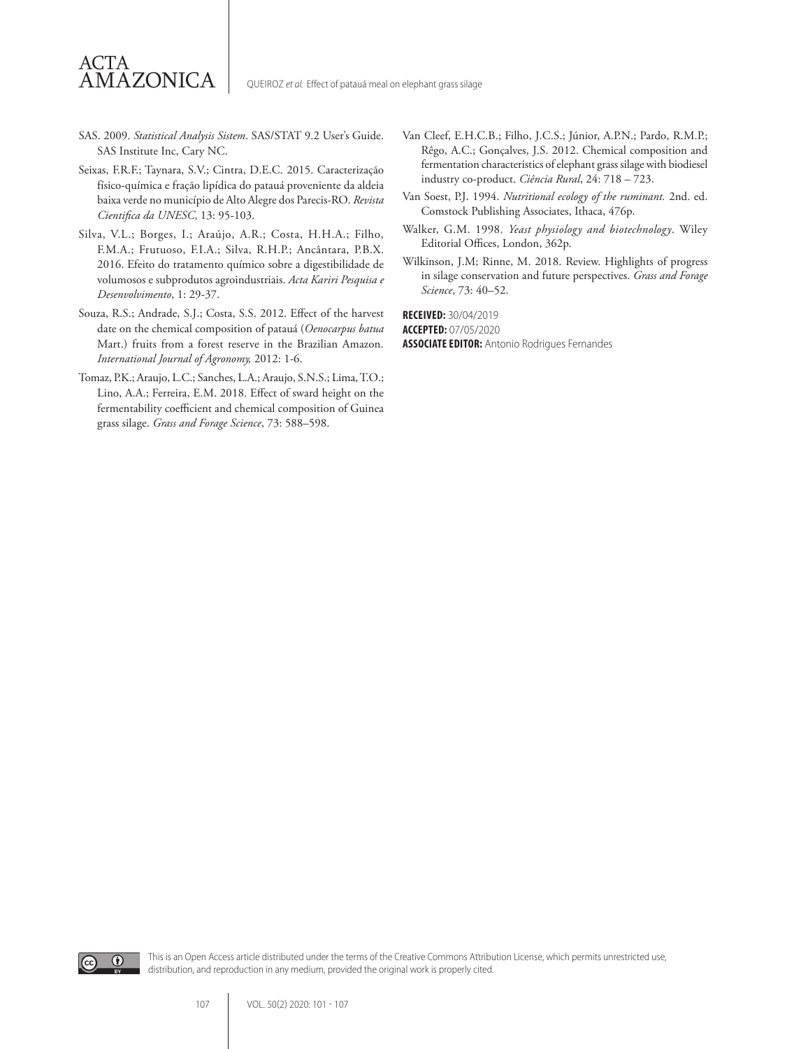SAS. 2009. *Statistical Analysis Sistem*. SAS/STAT 9.2 User's Guide. SAS Institute Inc, Cary NC.

Seixas, F.R.F.; Taynara, S.V.; Cintra, D.E.C. 2015. Caracterização físico-química e fração lipídica do patauá proveniente da aldeia baixa verde no município de Alto Alegre dos Parecis-RO. *Revista Cientifica da UNESC*, 13: 95-103.

Silva, V.L.; Borges, I.; Araújo, A.R.; Costa, H.H.A.; Filho, F.M.A.; Frutuoso, F.I.A.; Silva, R.H.P.; Ancântara, P.B.X. 2016. Efeito do tratamento químico sobre a digestibilidade de volumosos e subprodutos agroindustriais. *Acta Kariri Pesquisa e Desenvolvimento*, 1: 29-37.

Souza, R.S.; Andrade, S.J.; Costa, S.S. 2012. Effect of the harvest date on the chemical composition of patauá (*Oenocarpus batua* Mart.) fruits from a forest reserve in the Brazilian Amazon. *International Journal of Agronomy,* 2012: 1-6.

Tomaz, P.K.; Araujo, L.C.; Sanches, L.A.; Araujo, S.N.S.; Lima, T.O.; Lino, A.A.; Ferreira, E.M. 2018. Effect of sward height on the fermentability coefficient and chemical composition of Guinea grass silage. *Grass and Forage Science*, 73: 588–598.

Van Cleef, E.H.C.B.; Filho, J.C.S.; Júnior, A.P.N.; Pardo, R.M.P.; Rêgo, A.C.; Gonçalves, J.S. 2012. Chemical composition and fermentation characteristics of elephant grass silage with biodiesel industry co-product. *Ciência Rural*, 24: 718 – 723.

Van Soest, P.J. 1994. *Nutritional ecology of the ruminant.* 2nd. ed. Comstock Publishing Associates, Ithaca, 476p.

Walker, G.M. 1998. *Yeast physiology and biotechnology*. Wiley Editorial Offices, London, 362p.

Wilkinson, J.M; Rinne, M. 2018. Review. Highlights of progress in silage conservation and future perspectives. *Grass and Forage Science*, 73: 40–52.

**RECEIVED:** 30/04/2019
**ACCEPTED:** 07/05/2020
**ASSOCIATE EDITOR:** Antonio Rodrigues Fernandes

This is an Open Access article distributed under the terms of the Creative Commons Attribution License, which permits unrestricted use, distribution, and reproduction in any medium, provided the original work is properly cited.